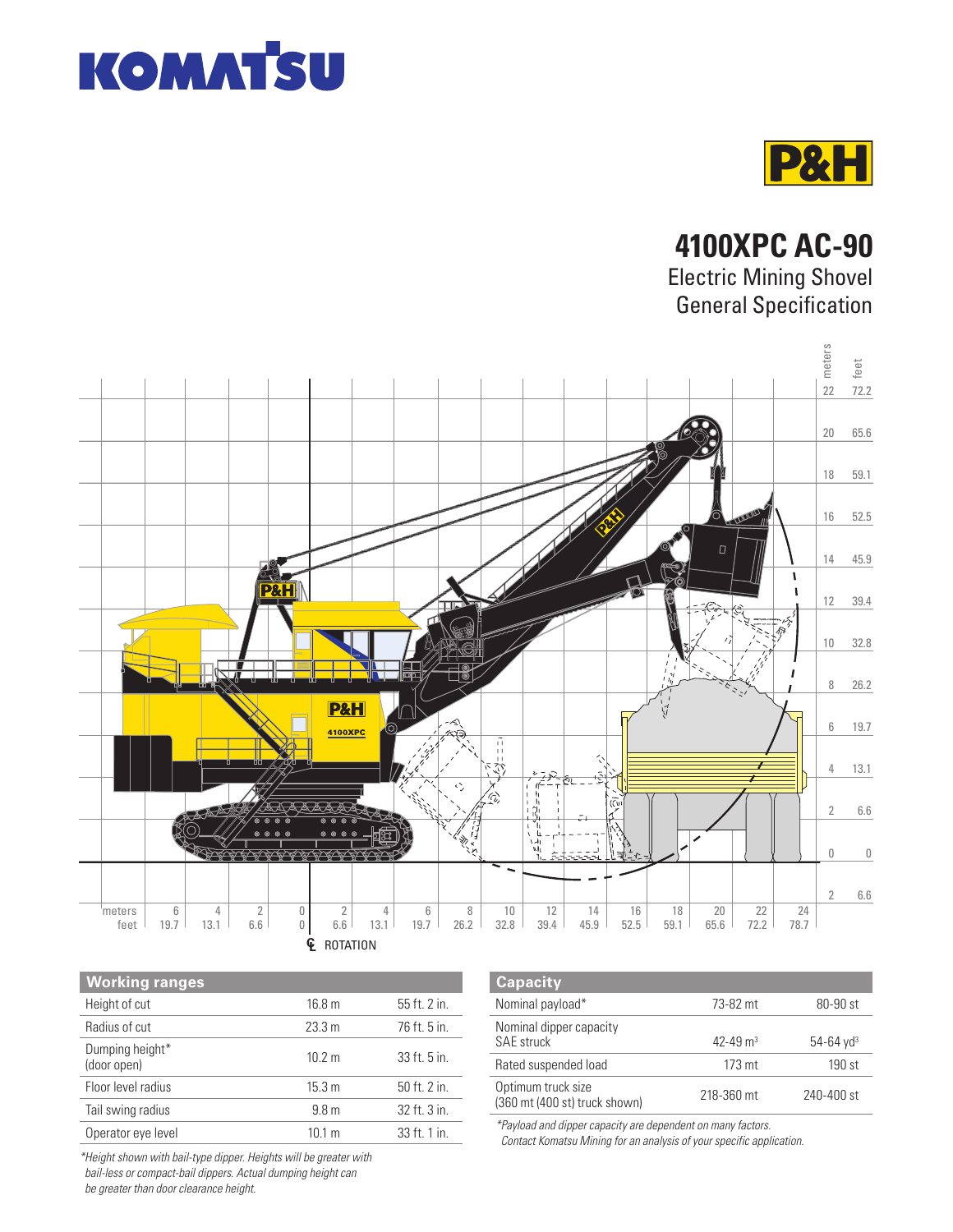KOMATSU

P&H

# 4100XPC AC-90

## Electric Mining Shovel General Specification

## Working ranges

| Working ranges | | |
|---|---|---|
| Height of cut | 16.8 m | 55 ft. 2 in. |
| Radius of cut | 23.3 m | 76 ft. 5 in. |
| Dumping height* (door open) | 10.2 m | 33 ft. 5 in. |
| Floor level radius | 15.3 m | 50 ft. 2 in. |
| Tail swing radius | 9.8 m | 32 ft. 3 in. |
| Operator eye level | 10.1 m | 33 ft. 1 in. |

*Height shown with bail-type dipper. Heights will be greater with bail-less or compact-bail dippers. Actual dumping height can be greater than door clearance height.*

## Capacity

| Capacity | | |
|---|---|---|
| Nominal payload* | 73-82 mt | 80-90 st |
| Nominal dipper capacity SAE struck | 42-49 $m^3$ | 54-64 $yd^3$ |
| Rated suspended load | 173 mt | 190 st |
| Optimum truck size (360 mt (400 st) truck shown) | 218-360 mt | 240-400 st |

*Payload and dipper capacity are dependent on many factors. Contact Komatsu Mining for an analysis of your specific application.*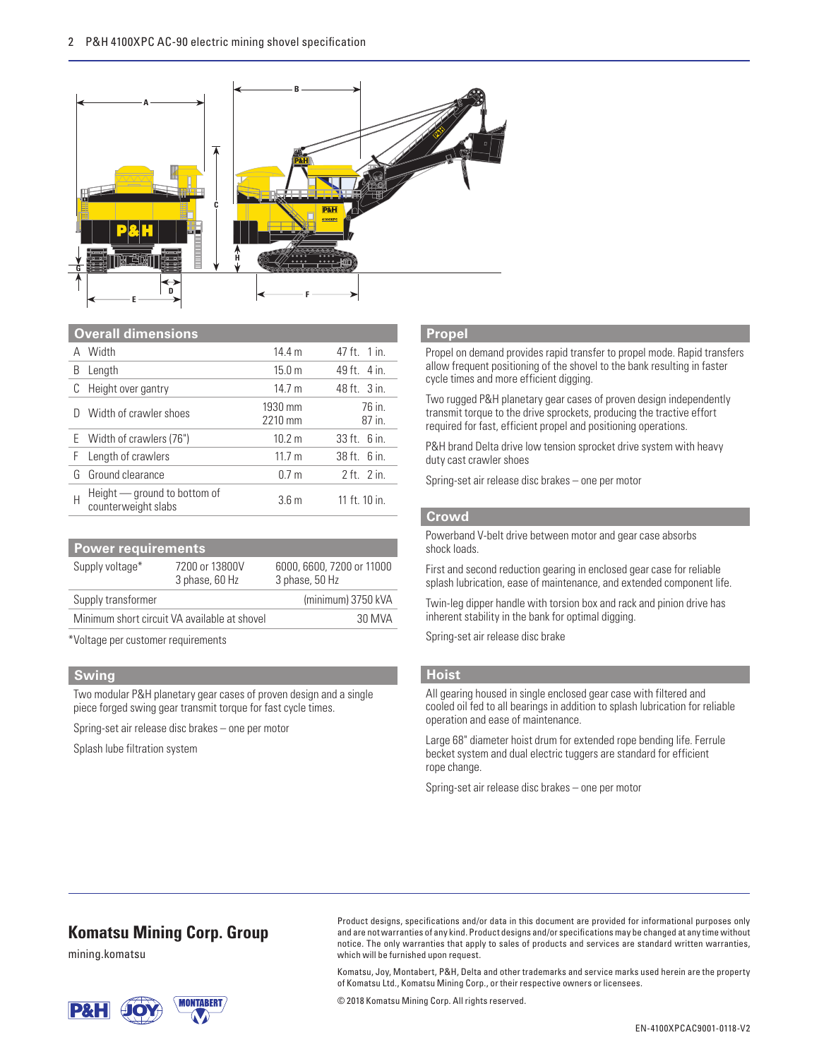A B C D E F G H

## Overall dimensions

| | | | |
|---|---|---|---|
| A | Width | 14.4 m | 47 ft. 1 in. |
| B | Length | 15.0 m | 49 ft. 4 in. |
| C | Height over gantry | 14.7 m | 48 ft. 3 in. |
| D | Width of crawler shoes | 1930 mm<br>2210 mm | 76 in.<br>87 in. |
| E | Width of crawlers (76") | 10.2 m | 33 ft. 6 in. |
| F | Length of crawlers | 11.7 m | 38 ft. 6 in. |
| G | Ground clearance | 0.7 m | 2 ft. 2 in. |
| H | Height — ground to bottom of counterweight slabs | 3.6 m | 11 ft. 10 in. |

## Power requirements

| | | |
|---|---|---|
| Supply voltage* | 7200 or 13800V<br>3 phase, 60 Hz | 6000, 6600, 7200 or 11000<br>3 phase, 50 Hz |
| Supply transformer | | (minimum) 3750 kVA |
| Minimum short circuit VA available at shovel | | 30 MVA |

*Voltage per customer requirements

## Swing

Two modular P&H planetary gear cases of proven design and a single piece forged swing gear transmit torque for fast cycle times.

Spring-set air release disc brakes – one per motor

Splash lube filtration system

## Propel

Propel on demand provides rapid transfer to propel mode. Rapid transfers allow frequent positioning of the shovel to the bank resulting in faster cycle times and more efficient digging.

Two rugged P&H planetary gear cases of proven design independently transmit torque to the drive sprockets, producing the tractive effort required for fast, efficient propel and positioning operations.

P&H brand Delta drive low tension sprocket drive system with heavy duty cast crawler shoes

Spring-set air release disc brakes – one per motor

## Crowd

Powerband V-belt drive between motor and gear case absorbs shock loads.

First and second reduction gearing in enclosed gear case for reliable splash lubrication, ease of maintenance, and extended component life.

Twin-leg dipper handle with torsion box and rack and pinion drive has inherent stability in the bank for optimal digging.

Spring-set air release disc brake

## Hoist

All gearing housed in single enclosed gear case with filtered and cooled oil fed to all bearings in addition to splash lubrication for reliable operation and ease of maintenance.

Large 68" diameter hoist drum for extended rope bending life. Ferrule becket system and dual electric tuggers are standard for efficient rope change.

Spring-set air release disc brakes – one per motor

---

**Komatsu Mining Corp. Group**

mining.komatsu

Product designs, specifications and/or data in this document are provided for informational purposes only and are not warranties of any kind. Product designs and/or specifications may be changed at any time without notice. The only warranties that apply to sales of products and services are standard written warranties, which will be furnished upon request.

Komatsu, Joy, Montabert, P&H, Delta and other trademarks and service marks used herein are the property of Komatsu Ltd., Komatsu Mining Corp., or their respective owners or licensees.

© 2018 Komatsu Mining Corp. All rights reserved.

EN-4100XPCAC9001-0118-V2